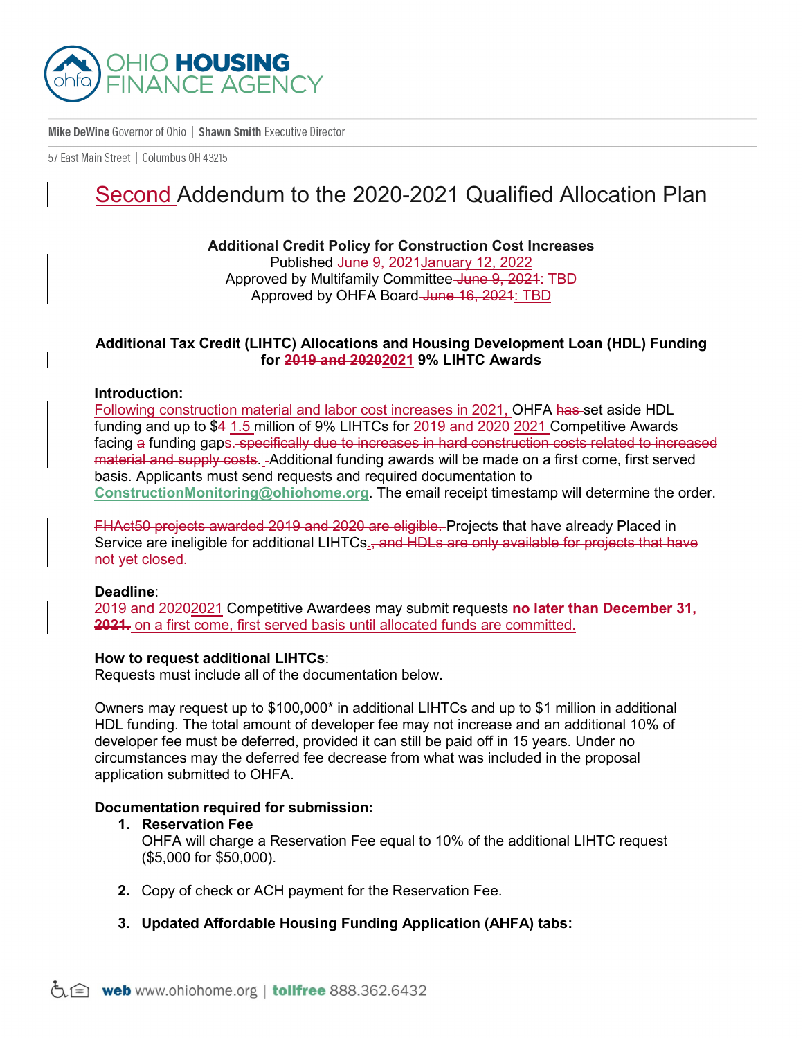OHIO HOUSING FINANCE AGENCY

**Mike DeWine** Governor of Ohio | **Shawn Smith** Executive Director

57 East Main Street | Columbus OH 43215

# Second Addendum to the 2020-2021 Qualified Allocation Plan

**Additional Credit Policy for Construction Cost Increases**
Published ~~June 9, 2021~~January 12, 2022
Approved by Multifamily Committee ~~June 9, 2021~~: TBD
Approved by OHFA Board ~~June 16, 2021~~: TBD

**Additional Tax Credit (LIHTC) Allocations and Housing Development Loan (HDL) Funding for ~~2019 and 2020~~2021 9% LIHTC Awards**

**Introduction:**
Following construction material and labor cost increases in 2021, OHFA ~~has~~ set aside HDL funding and up to $~~4~~ 1.5 million of 9% LIHTCs for ~~2019 and 2020~~ 2021 Competitive Awards facing ~~a~~ funding gaps. ~~specifically due to increases in hard construction costs related to increased material and supply costs.~~ Additional funding awards will be made on a first come, first served basis. Applicants must send requests and required documentation to **ConstructionMonitoring@ohiohome.org**. The email receipt timestamp will determine the order.

~~FHAct50 projects awarded 2019 and 2020 are eligible.~~ Projects that have already Placed in Service are ineligible for additional LIHTCs. ~~, and HDLs are only available for projects that have not yet closed.~~

**Deadline**:
~~2019 and 2020~~2021 Competitive Awardees may submit requests ~~**no later than December 31, 2021.**~~ on a first come, first served basis until allocated funds are committed.

**How to request additional LIHTCs**:
Requests must include all of the documentation below.

Owners may request up to $100,000* in additional LIHTCs and up to $1 million in additional HDL funding. The total amount of developer fee may not increase and an additional 10% of developer fee must be deferred, provided it can still be paid off in 15 years. Under no circumstances may the deferred fee decrease from what was included in the proposal application submitted to OHFA.

**Documentation required for submission:**

1. **Reservation Fee**
   OHFA will charge a Reservation Fee equal to 10% of the additional LIHTC request ($5,000 for $50,000).

2. Copy of check or ACH payment for the Reservation Fee.

3. **Updated Affordable Housing Funding Application (AHFA) tabs:**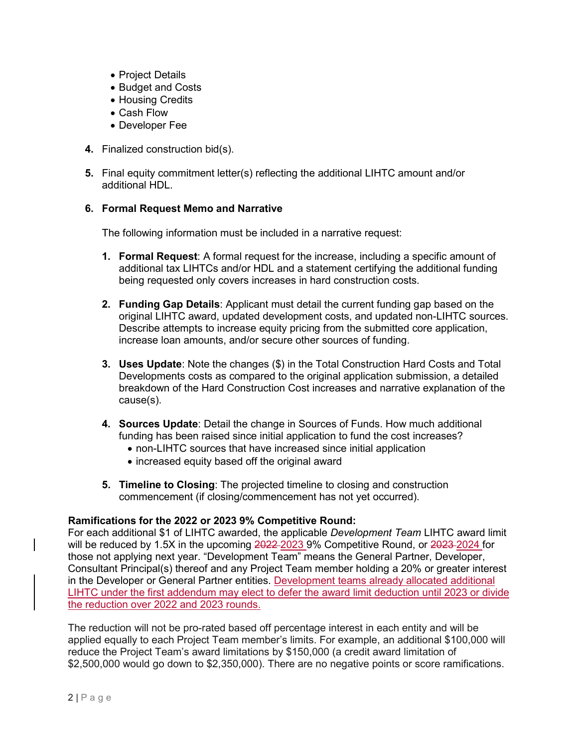- Project Details
- Budget and Costs
- Housing Credits
- Cash Flow
- Developer Fee

4. Finalized construction bid(s).

5. Final equity commitment letter(s) reflecting the additional LIHTC amount and/or additional HDL.

6. **Formal Request Memo and Narrative**

   The following information must be included in a narrative request:

   1. **Formal Request**: A formal request for the increase, including a specific amount of additional tax LIHTCs and/or HDL and a statement certifying the additional funding being requested only covers increases in hard construction costs.

   2. **Funding Gap Details**: Applicant must detail the current funding gap based on the original LIHTC award, updated development costs, and updated non-LIHTC sources. Describe attempts to increase equity pricing from the submitted core application, increase loan amounts, and/or secure other sources of funding.

   3. **Uses Update**: Note the changes ($) in the Total Construction Hard Costs and Total Developments costs as compared to the original application submission, a detailed breakdown of the Hard Construction Cost increases and narrative explanation of the cause(s).

   4. **Sources Update**: Detail the change in Sources of Funds. How much additional funding has been raised since initial application to fund the cost increases?
      - non-LIHTC sources that have increased since initial application
      - increased equity based off the original award

   5. **Timeline to Closing**: The projected timeline to closing and construction commencement (if closing/commencement has not yet occurred).

**Ramifications for the 2022 or 2023 9% Competitive Round:**
For each additional $1 of LIHTC awarded, the applicable *Development Team* LIHTC award limit will be reduced by 1.5X in the upcoming ~~2022~~ 2023 9% Competitive Round, or ~~2023~~ 2024 for those not applying next year. "Development Team" means the General Partner, Developer, Consultant Principal(s) thereof and any Project Team member holding a 20% or greater interest in the Developer or General Partner entities. Development teams already allocated additional LIHTC under the first addendum may elect to defer the award limit deduction until 2023 or divide the reduction over 2022 and 2023 rounds.

The reduction will not be pro-rated based off percentage interest in each entity and will be applied equally to each Project Team member's limits. For example, an additional $100,000 will reduce the Project Team's award limitations by $150,000 (a credit award limitation of $2,500,000 would go down to $2,350,000). There are no negative points or score ramifications.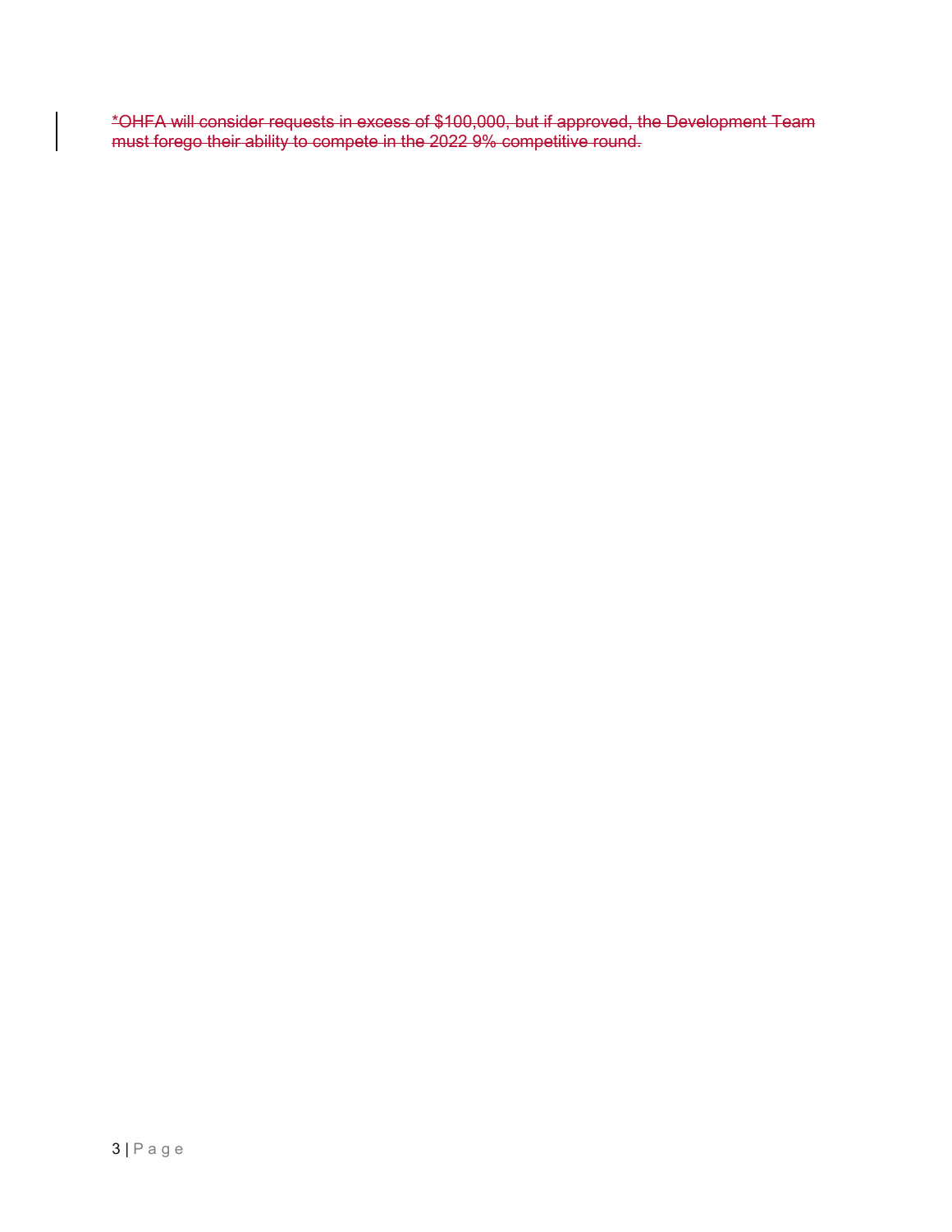~~*OHFA will consider requests in excess of $100,000, but if approved, the Development Team must forego their ability to compete in the 2022 9% competitive round.~~